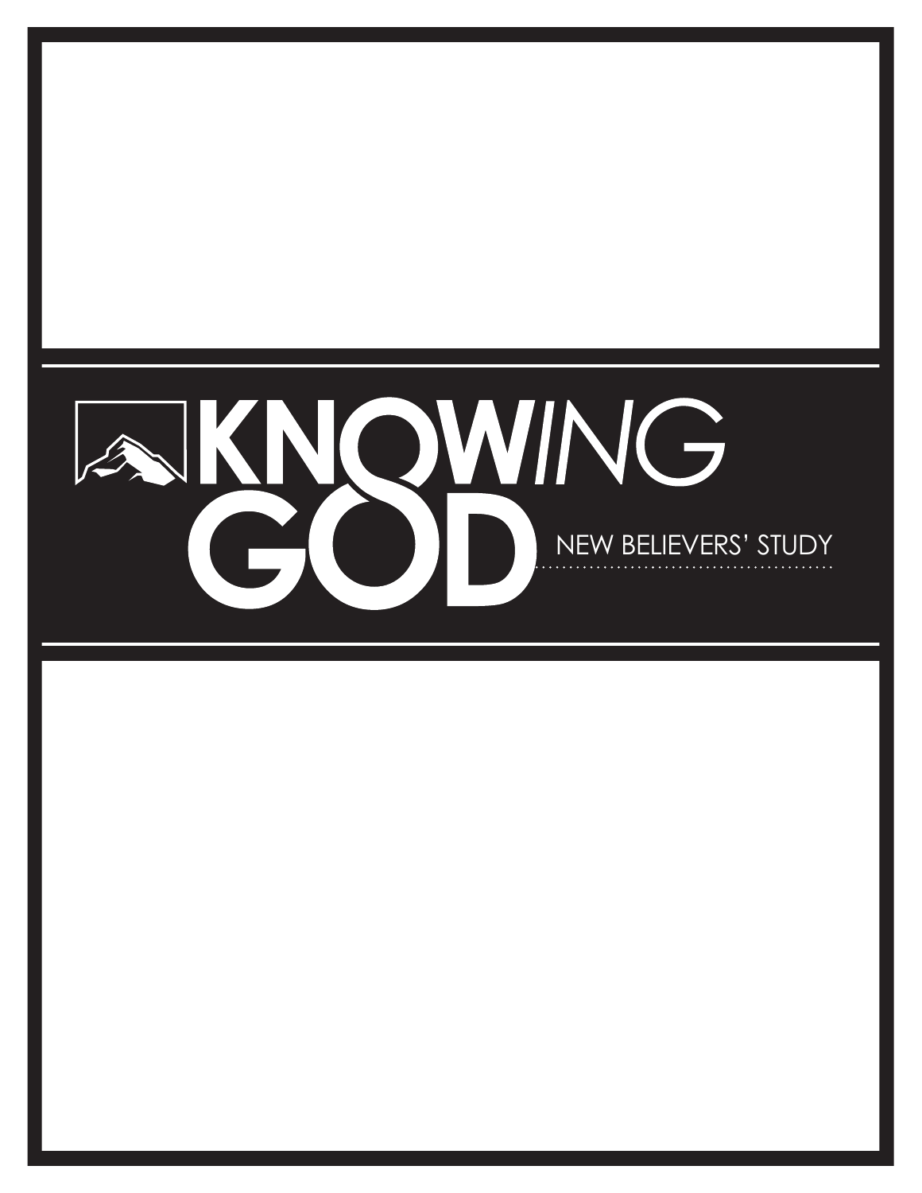# KNOWING GOD

NEW BELIEVERS' STUDY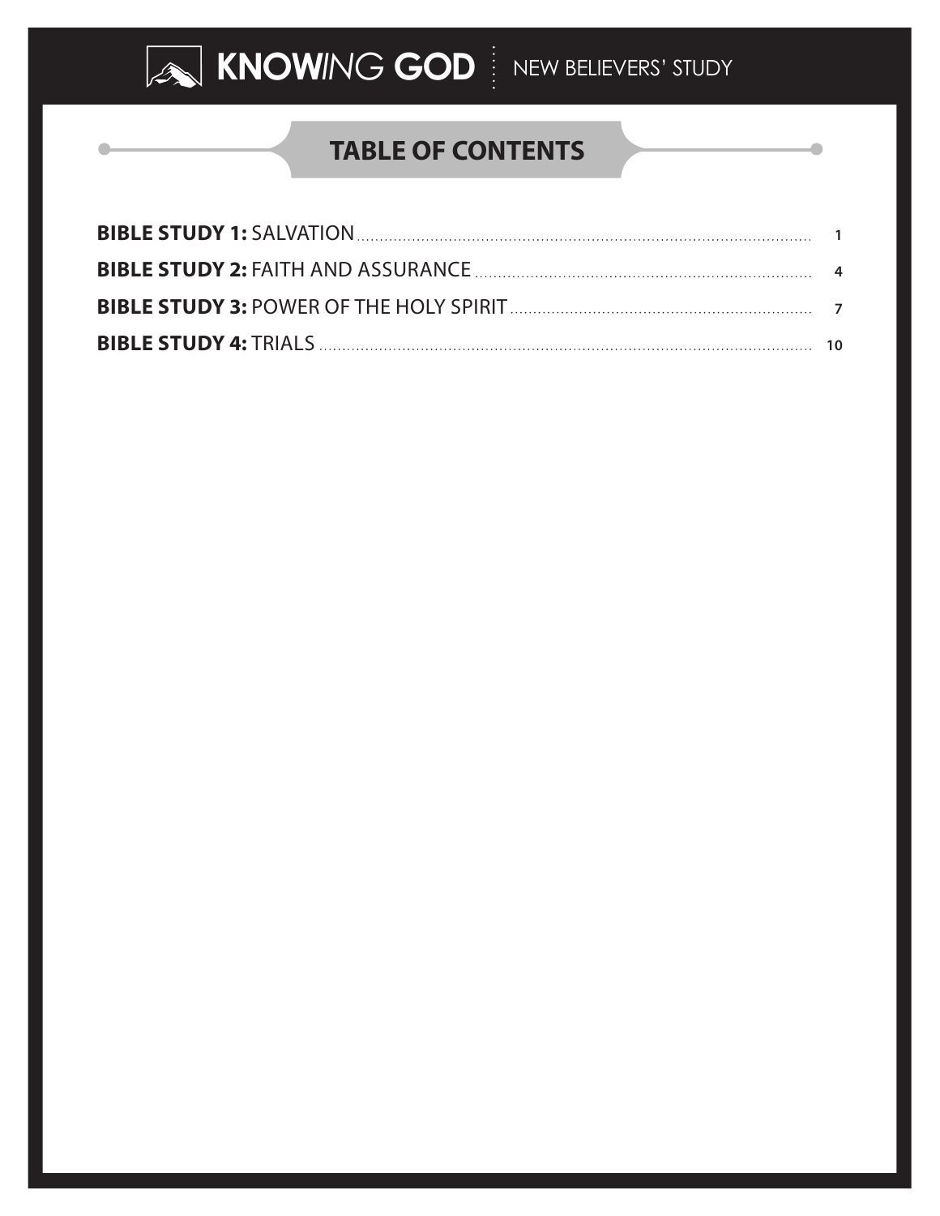## TABLE OF CONTENTS

**BIBLE STUDY 1:** SALVATION .......... 1

**BIBLE STUDY 2:** FAITH AND ASSURANCE .......... 4

**BIBLE STUDY 3:** POWER OF THE HOLY SPIRIT .......... 7

**BIBLE STUDY 4:** TRIALS .......... 10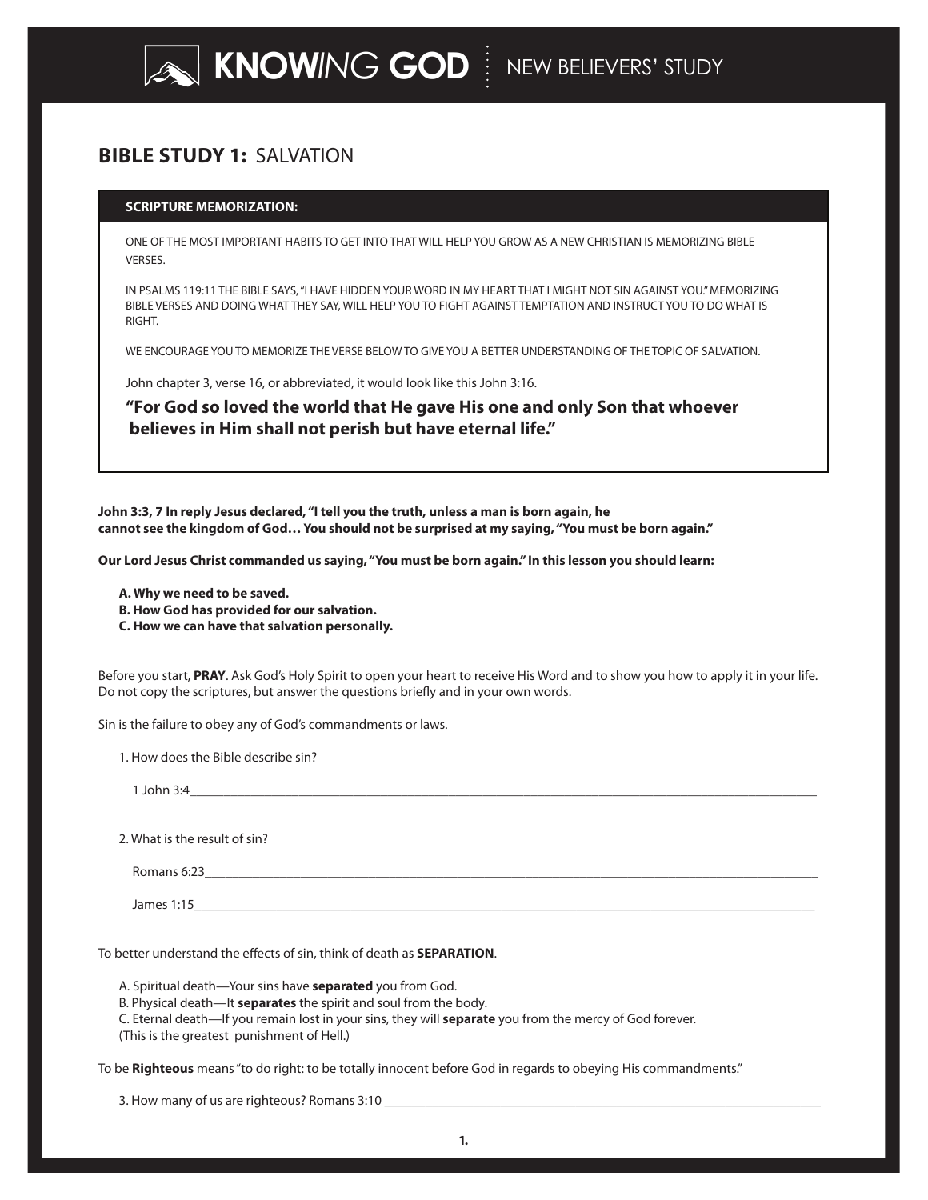# BIBLE STUDY 1: SALVATION

**SCRIPTURE MEMORIZATION:**

ONE OF THE MOST IMPORTANT HABITS TO GET INTO THAT WILL HELP YOU GROW AS A NEW CHRISTIAN IS MEMORIZING BIBLE VERSES.

IN PSALMS 119:11 THE BIBLE SAYS, "I HAVE HIDDEN YOUR WORD IN MY HEART THAT I MIGHT NOT SIN AGAINST YOU." MEMORIZING BIBLE VERSES AND DOING WHAT THEY SAY, WILL HELP YOU TO FIGHT AGAINST TEMPTATION AND INSTRUCT YOU TO DO WHAT IS RIGHT.

WE ENCOURAGE YOU TO MEMORIZE THE VERSE BELOW TO GIVE YOU A BETTER UNDERSTANDING OF THE TOPIC OF SALVATION.

John chapter 3, verse 16, or abbreviated, it would look like this John 3:16.

**"For God so loved the world that He gave His one and only Son that whoever believes in Him shall not perish but have eternal life."**

**John 3:3, 7 In reply Jesus declared, "I tell you the truth, unless a man is born again, he cannot see the kingdom of God… You should not be surprised at my saying, "You must be born again."**

**Our Lord Jesus Christ commanded us saying, "You must be born again." In this lesson you should learn:**

**A. Why we need to be saved.**
**B. How God has provided for our salvation.**
**C. How we can have that salvation personally.**

Before you start, **PRAY**. Ask God's Holy Spirit to open your heart to receive His Word and to show you how to apply it in your life. Do not copy the scriptures, but answer the questions briefly and in your own words.

Sin is the failure to obey any of God's commandments or laws.

1. How does the Bible describe sin?

   1 John 3:4____________________________________________

2. What is the result of sin?

   Romans 6:23____________________________________________

   James 1:15____________________________________________

To better understand the effects of sin, think of death as **SEPARATION**.

A. Spiritual death—Your sins have **separated** you from God.
B. Physical death—It **separates** the spirit and soul from the body.
C. Eternal death—If you remain lost in your sins, they will **separate** you from the mercy of God forever.
(This is the greatest punishment of Hell.)

To be **Righteous** means "to do right: to be totally innocent before God in regards to obeying His commandments."

3. How many of us are righteous? Romans 3:10 ____________________________________________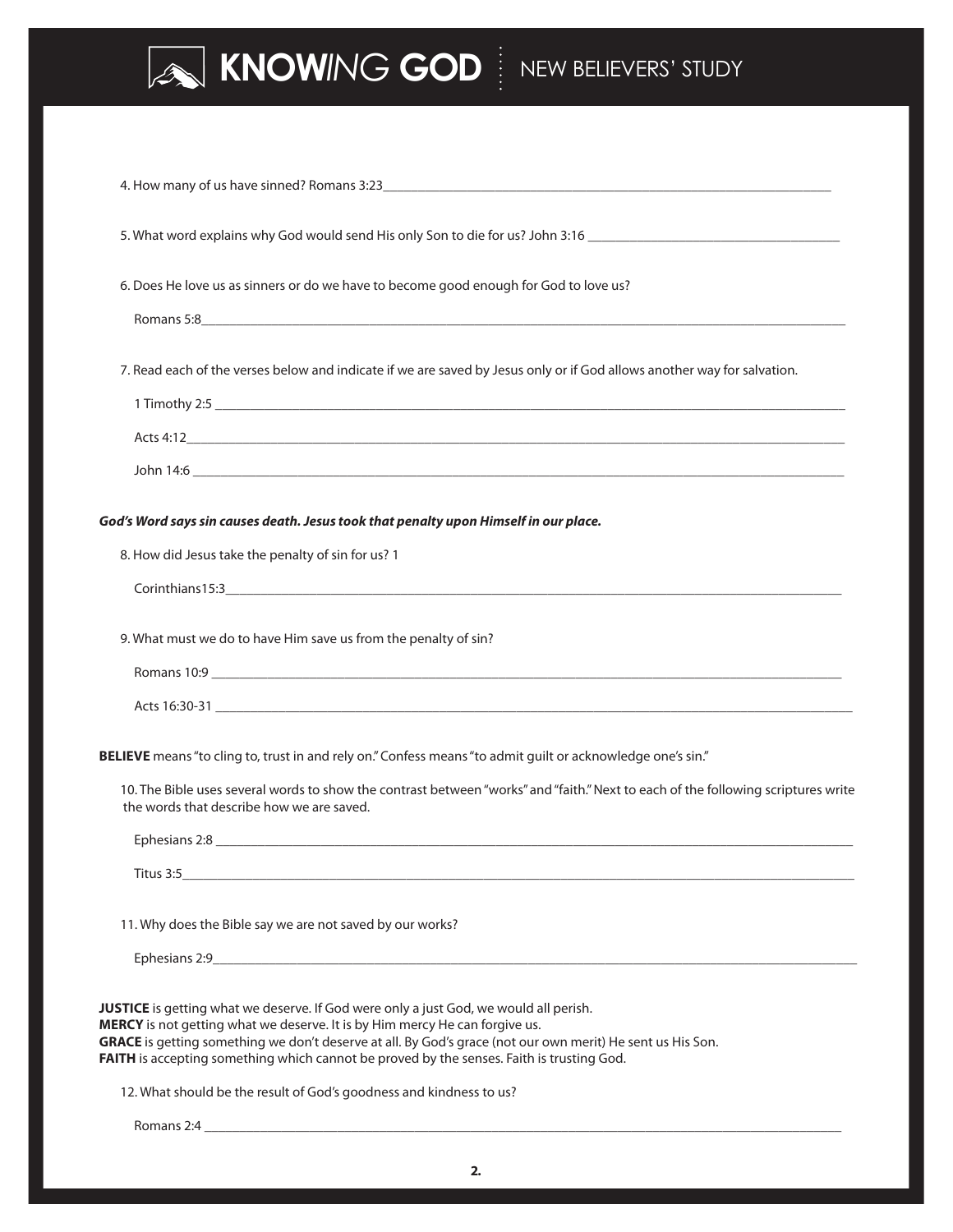4. How many of us have sinned? Romans 3:23_______________________________________________

5. What word explains why God would send His only Son to die for us? John 3:16 ______________________

6. Does He love us as sinners or do we have to become good enough for God to love us?

Romans 5:8_______________________________________________________________

7. Read each of the verses below and indicate if we are saved by Jesus only or if God allows another way for salvation.

1 Timothy 2:5 _______________________________________________________________

Acts 4:12_______________________________________________________________

John 14:6 _______________________________________________________________

***God's Word says sin causes death. Jesus took that penalty upon Himself in our place.***

8. How did Jesus take the penalty of sin for us? 1

Corinthians15:3_______________________________________________________________

9. What must we do to have Him save us from the penalty of sin?

Romans 10:9 _______________________________________________________________

Acts 16:30-31 _______________________________________________________________

**BELIEVE** means "to cling to, trust in and rely on." Confess means "to admit guilt or acknowledge one's sin."

10. The Bible uses several words to show the contrast between "works" and "faith." Next to each of the following scriptures write the words that describe how we are saved.

Ephesians 2:8 _______________________________________________________________

Titus 3:5_______________________________________________________________

11. Why does the Bible say we are not saved by our works?

Ephesians 2:9_______________________________________________________________

**JUSTICE** is getting what we deserve. If God were only a just God, we would all perish.
**MERCY** is not getting what we deserve. It is by Him mercy He can forgive us.
**GRACE** is getting something we don't deserve at all. By God's grace (not our own merit) He sent us His Son.
**FAITH** is accepting something which cannot be proved by the senses. Faith is trusting God.

12. What should be the result of God's goodness and kindness to us?

Romans 2:4 _______________________________________________________________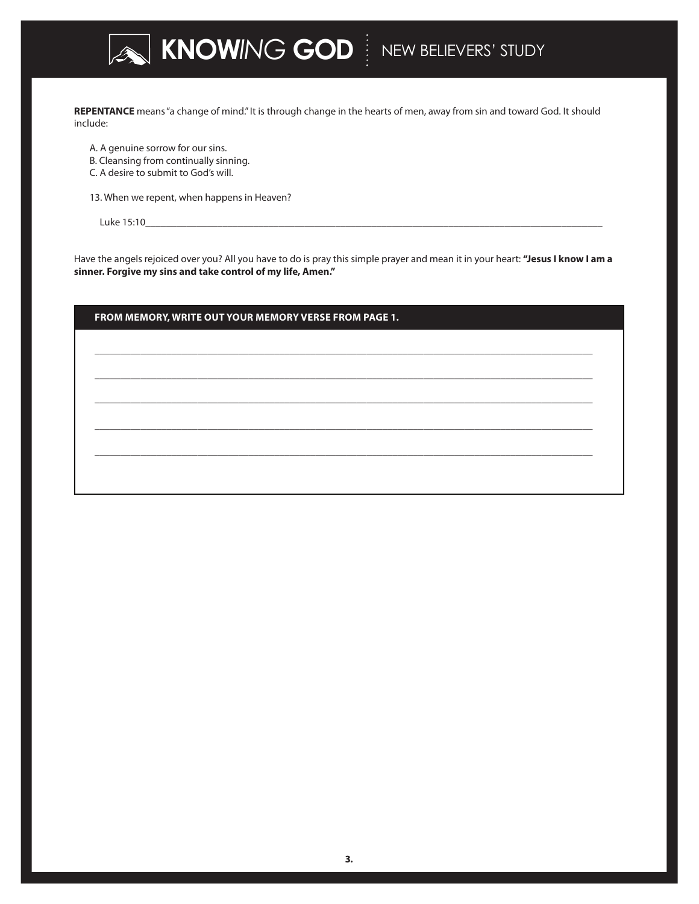**REPENTANCE** means "a change of mind." It is through change in the hearts of men, away from sin and toward God. It should include:

A. A genuine sorrow for our sins.
B. Cleansing from continually sinning.
C. A desire to submit to God's will.

13. When we repent, when happens in Heaven?

Luke 15:10___________________________________________________________________________________________

Have the angels rejoiced over you? All you have to do is pray this simple prayer and mean it in your heart: **"Jesus I know I am a sinner. Forgive my sins and take control of my life, Amen."**

**FROM MEMORY, WRITE OUT YOUR MEMORY VERSE FROM PAGE 1.**

_____________________________________________________________________________________________

_____________________________________________________________________________________________

_____________________________________________________________________________________________

_____________________________________________________________________________________________

_____________________________________________________________________________________________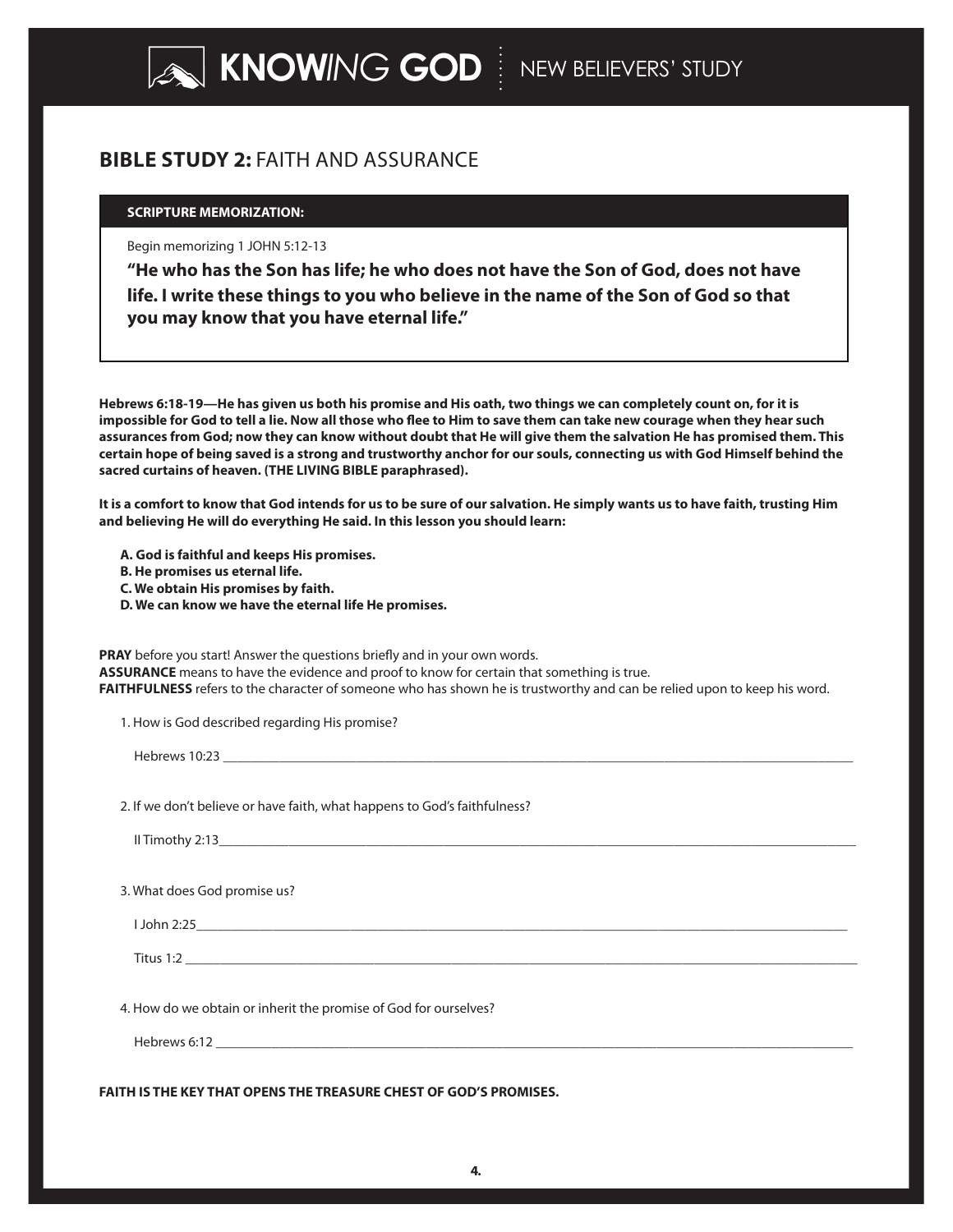## **BIBLE STUDY 2:** FAITH AND ASSURANCE

**SCRIPTURE MEMORIZATION:**

Begin memorizing 1 JOHN 5:12-13

**"He who has the Son has life; he who does not have the Son of God, does not have life. I write these things to you who believe in the name of the Son of God so that you may know that you have eternal life."**

**Hebrews 6:18-19—He has given us both his promise and His oath, two things we can completely count on, for it is impossible for God to tell a lie. Now all those who flee to Him to save them can take new courage when they hear such assurances from God; now they can know without doubt that He will give them the salvation He has promised them. This certain hope of being saved is a strong and trustworthy anchor for our souls, connecting us with God Himself behind the sacred curtains of heaven. (THE LIVING BIBLE paraphrased).**

**It is a comfort to know that God intends for us to be sure of our salvation. He simply wants us to have faith, trusting Him and believing He will do everything He said. In this lesson you should learn:**

**A. God is faithful and keeps His promises.**
**B. He promises us eternal life.**
**C. We obtain His promises by faith.**
**D. We can know we have the eternal life He promises.**

**PRAY** before you start! Answer the questions briefly and in your own words.
**ASSURANCE** means to have the evidence and proof to know for certain that something is true.
**FAITHFULNESS** refers to the character of someone who has shown he is trustworthy and can be relied upon to keep his word.

1. How is God described regarding His promise?

   Hebrews 10:23 ______________________________________________

2. If we don't believe or have faith, what happens to God's faithfulness?

   II Timothy 2:13______________________________________________

3. What does God promise us?

   I John 2:25______________________________________________

   Titus 1:2 ______________________________________________

4. How do we obtain or inherit the promise of God for ourselves?

   Hebrews 6:12 ______________________________________________

**FAITH IS THE KEY THAT OPENS THE TREASURE CHEST OF GOD'S PROMISES.**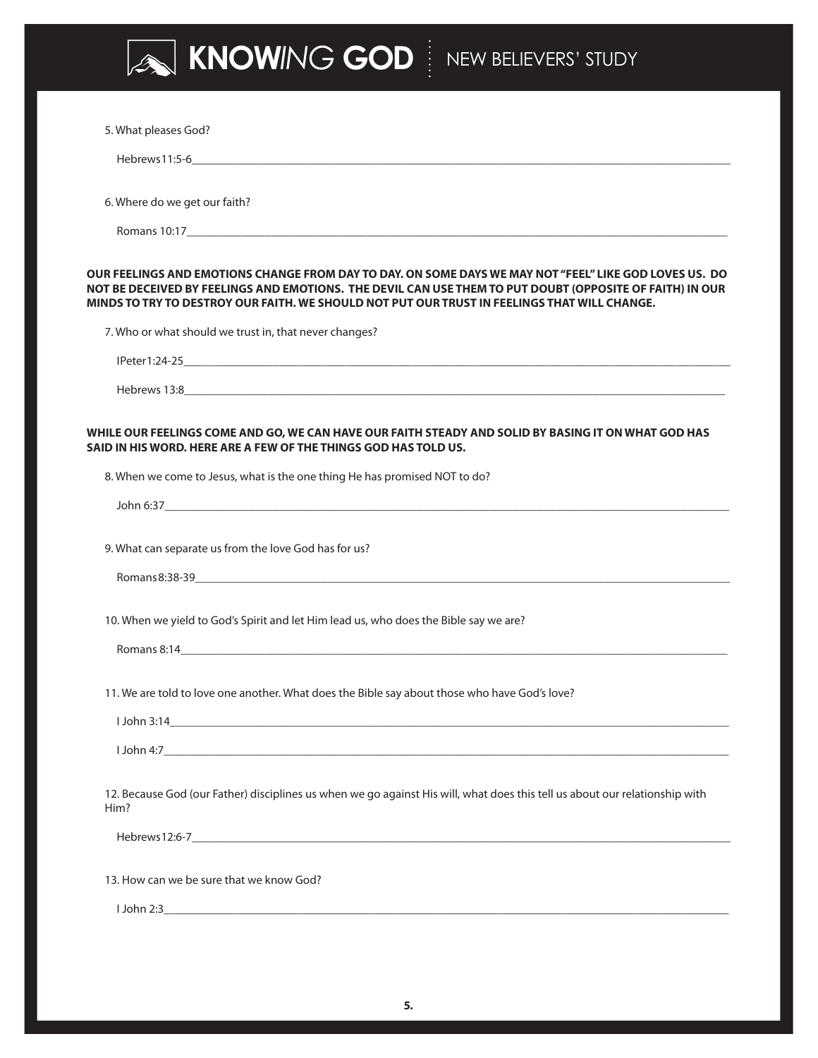5. What pleases God?

Hebrews11:5-6\_\_\_\_\_\_\_\_\_\_\_\_\_\_\_\_\_\_\_\_\_\_\_\_\_\_\_\_\_\_\_\_\_\_\_\_\_\_\_\_\_\_\_\_\_\_\_\_\_\_

6. Where do we get our faith?

Romans 10:17\_\_\_\_\_\_\_\_\_\_\_\_\_\_\_\_\_\_\_\_\_\_\_\_\_\_\_\_\_\_\_\_\_\_\_\_\_\_\_\_\_\_\_\_\_\_\_\_\_\_

**OUR FEELINGS AND EMOTIONS CHANGE FROM DAY TO DAY. ON SOME DAYS WE MAY NOT "FEEL" LIKE GOD LOVES US. DO NOT BE DECEIVED BY FEELINGS AND EMOTIONS. THE DEVIL CAN USE THEM TO PUT DOUBT (OPPOSITE OF FAITH) IN OUR MINDS TO TRY TO DESTROY OUR FAITH. WE SHOULD NOT PUT OUR TRUST IN FEELINGS THAT WILL CHANGE.**

7. Who or what should we trust in, that never changes?

IPeter1:24-25\_\_\_\_\_\_\_\_\_\_\_\_\_\_\_\_\_\_\_\_\_\_\_\_\_\_\_\_\_\_\_\_\_\_\_\_\_\_\_\_\_\_\_\_\_\_\_\_\_\_

Hebrews 13:8\_\_\_\_\_\_\_\_\_\_\_\_\_\_\_\_\_\_\_\_\_\_\_\_\_\_\_\_\_\_\_\_\_\_\_\_\_\_\_\_\_\_\_\_\_\_\_\_\_\_

**WHILE OUR FEELINGS COME AND GO, WE CAN HAVE OUR FAITH STEADY AND SOLID BY BASING IT ON WHAT GOD HAS SAID IN HIS WORD. HERE ARE A FEW OF THE THINGS GOD HAS TOLD US.**

8. When we come to Jesus, what is the one thing He has promised NOT to do?

John 6:37\_\_\_\_\_\_\_\_\_\_\_\_\_\_\_\_\_\_\_\_\_\_\_\_\_\_\_\_\_\_\_\_\_\_\_\_\_\_\_\_\_\_\_\_\_\_\_\_\_\_

9. What can separate us from the love God has for us?

Romans8:38-39\_\_\_\_\_\_\_\_\_\_\_\_\_\_\_\_\_\_\_\_\_\_\_\_\_\_\_\_\_\_\_\_\_\_\_\_\_\_\_\_\_\_\_\_\_\_\_\_\_\_

10. When we yield to God's Spirit and let Him lead us, who does the Bible say we are?

Romans 8:14\_\_\_\_\_\_\_\_\_\_\_\_\_\_\_\_\_\_\_\_\_\_\_\_\_\_\_\_\_\_\_\_\_\_\_\_\_\_\_\_\_\_\_\_\_\_\_\_\_\_

11. We are told to love one another. What does the Bible say about those who have God's love?

I John 3:14\_\_\_\_\_\_\_\_\_\_\_\_\_\_\_\_\_\_\_\_\_\_\_\_\_\_\_\_\_\_\_\_\_\_\_\_\_\_\_\_\_\_\_\_\_\_\_\_\_\_

I John 4:7\_\_\_\_\_\_\_\_\_\_\_\_\_\_\_\_\_\_\_\_\_\_\_\_\_\_\_\_\_\_\_\_\_\_\_\_\_\_\_\_\_\_\_\_\_\_\_\_\_\_

12. Because God (our Father) disciplines us when we go against His will, what does this tell us about our relationship with Him?

Hebrews12:6-7\_\_\_\_\_\_\_\_\_\_\_\_\_\_\_\_\_\_\_\_\_\_\_\_\_\_\_\_\_\_\_\_\_\_\_\_\_\_\_\_\_\_\_\_\_\_\_\_\_\_

13. How can we be sure that we know God?

I John 2:3\_\_\_\_\_\_\_\_\_\_\_\_\_\_\_\_\_\_\_\_\_\_\_\_\_\_\_\_\_\_\_\_\_\_\_\_\_\_\_\_\_\_\_\_\_\_\_\_\_\_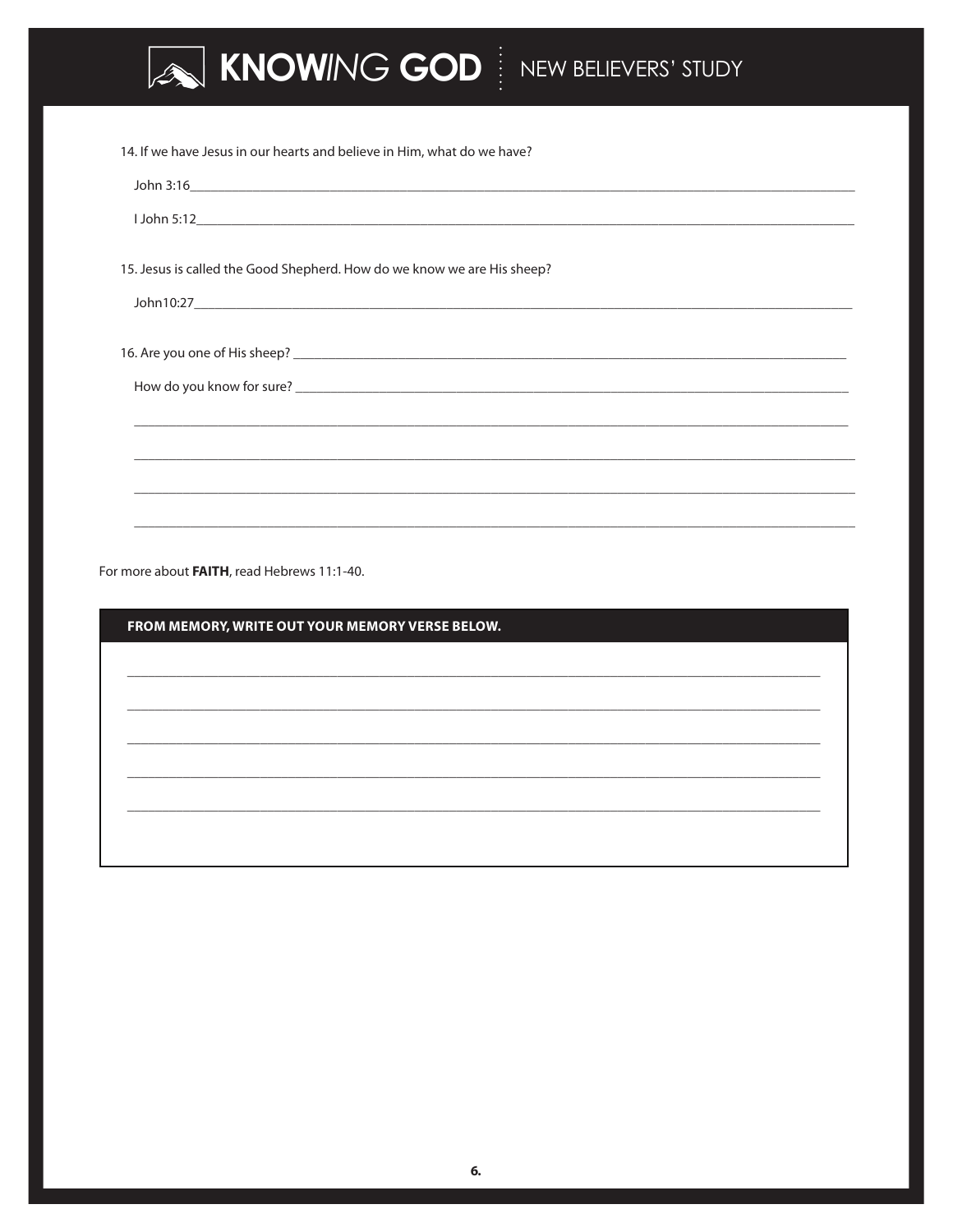14. If we have Jesus in our hearts and believe in Him, what do we have?

John 3:16______________________________________________________________________________

I John 5:12_____________________________________________________________________________

15. Jesus is called the Good Shepherd. How do we know we are His sheep?

John10:27______________________________________________________________________________

16. Are you one of His sheep? ____________________________________________________________

How do you know for sure? _____________________________________________________________

_______________________________________________________________________________________

_______________________________________________________________________________________

_______________________________________________________________________________________

_______________________________________________________________________________________

For more about **FAITH**, read Hebrews 11:1-40.

**FROM MEMORY, WRITE OUT YOUR MEMORY VERSE BELOW.**

_______________________________________________________________________________________

_______________________________________________________________________________________

_______________________________________________________________________________________

_______________________________________________________________________________________

_______________________________________________________________________________________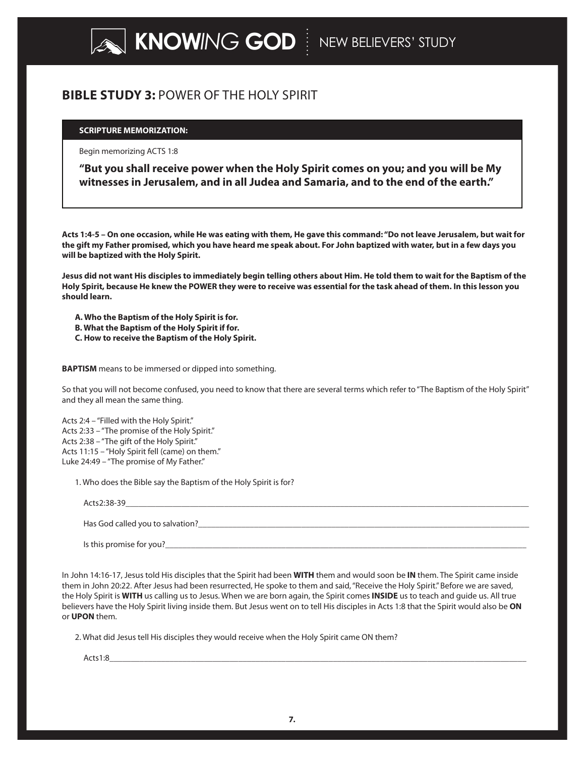## **BIBLE STUDY 3:** POWER OF THE HOLY SPIRIT

**SCRIPTURE MEMORIZATION:**

Begin memorizing ACTS 1:8

**"But you shall receive power when the Holy Spirit comes on you; and you will be My witnesses in Jerusalem, and in all Judea and Samaria, and to the end of the earth."**

**Acts 1:4-5 – On one occasion, while He was eating with them, He gave this command: "Do not leave Jerusalem, but wait for the gift my Father promised, which you have heard me speak about. For John baptized with water, but in a few days you will be baptized with the Holy Spirit.**

**Jesus did not want His disciples to immediately begin telling others about Him. He told them to wait for the Baptism of the Holy Spirit, because He knew the POWER they were to receive was essential for the task ahead of them. In this lesson you should learn.**

**A. Who the Baptism of the Holy Spirit is for.**
**B. What the Baptism of the Holy Spirit if for.**
**C. How to receive the Baptism of the Holy Spirit.**

**BAPTISM** means to be immersed or dipped into something.

So that you will not become confused, you need to know that there are several terms which refer to "The Baptism of the Holy Spirit" and they all mean the same thing.

Acts 2:4 – "Filled with the Holy Spirit."
Acts 2:33 – "The promise of the Holy Spirit."
Acts 2:38 – "The gift of the Holy Spirit."
Acts 11:15 – "Holy Spirit fell (came) on them."
Luke 24:49 – "The promise of My Father."

1. Who does the Bible say the Baptism of the Holy Spirit is for?

   Acts2:38-39______________________________________________

   Has God called you to salvation?______________________________________________

   Is this promise for you?______________________________________________

In John 14:16-17, Jesus told His disciples that the Spirit had been **WITH** them and would soon be **IN** them. The Spirit came inside them in John 20:22. After Jesus had been resurrected, He spoke to them and said, "Receive the Holy Spirit." Before we are saved, the Holy Spirit is **WITH** us calling us to Jesus. When we are born again, the Spirit comes **INSIDE** us to teach and guide us. All true believers have the Holy Spirit living inside them. But Jesus went on to tell His disciples in Acts 1:8 that the Spirit would also be **ON** or **UPON** them.

2. What did Jesus tell His disciples they would receive when the Holy Spirit came ON them?

   Acts1:8______________________________________________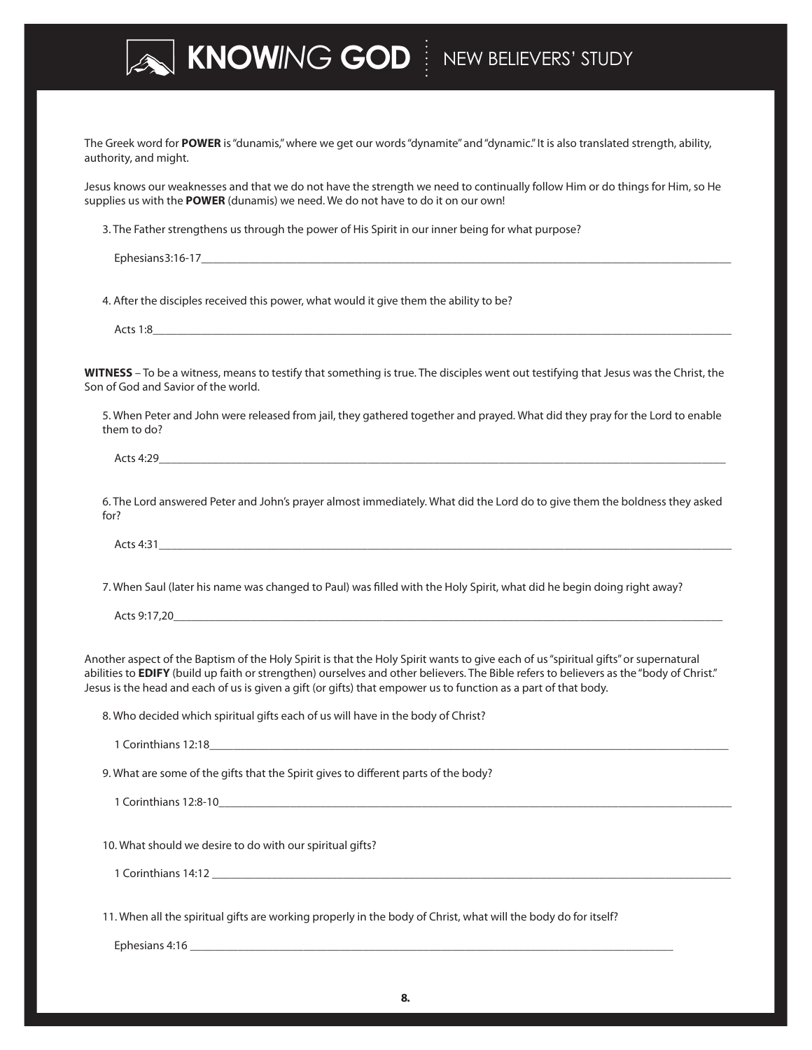The Greek word for **POWER** is "dunamis," where we get our words "dynamite" and "dynamic." It is also translated strength, ability, authority, and might.

Jesus knows our weaknesses and that we do not have the strength we need to continually follow Him or do things for Him, so He supplies us with the **POWER** (dunamis) we need. We do not have to do it on our own!

3. The Father strengthens us through the power of His Spirit in our inner being for what purpose?

   Ephesians3:16-17______________________________________________________________________________

4. After the disciples received this power, what would it give them the ability to be?

   Acts 1:8______________________________________________________________________________

**WITNESS** – To be a witness, means to testify that something is true. The disciples went out testifying that Jesus was the Christ, the Son of God and Savior of the world.

5. When Peter and John were released from jail, they gathered together and prayed. What did they pray for the Lord to enable them to do?

   Acts 4:29______________________________________________________________________________

6. The Lord answered Peter and John's prayer almost immediately. What did the Lord do to give them the boldness they asked for?

   Acts 4:31______________________________________________________________________________

7. When Saul (later his name was changed to Paul) was filled with the Holy Spirit, what did he begin doing right away?

   Acts 9:17,20______________________________________________________________________________

Another aspect of the Baptism of the Holy Spirit is that the Holy Spirit wants to give each of us "spiritual gifts" or supernatural abilities to **EDIFY** (build up faith or strengthen) ourselves and other believers. The Bible refers to believers as the "body of Christ." Jesus is the head and each of us is given a gift (or gifts) that empower us to function as a part of that body.

8. Who decided which spiritual gifts each of us will have in the body of Christ?

   1 Corinthians 12:18______________________________________________________________________________

9. What are some of the gifts that the Spirit gives to different parts of the body?

   1 Corinthians 12:8-10______________________________________________________________________________

10. What should we desire to do with our spiritual gifts?

    1 Corinthians 14:12 ______________________________________________________________________________

11. When all the spiritual gifts are working properly in the body of Christ, what will the body do for itself?

    Ephesians 4:16 ______________________________________________________________________________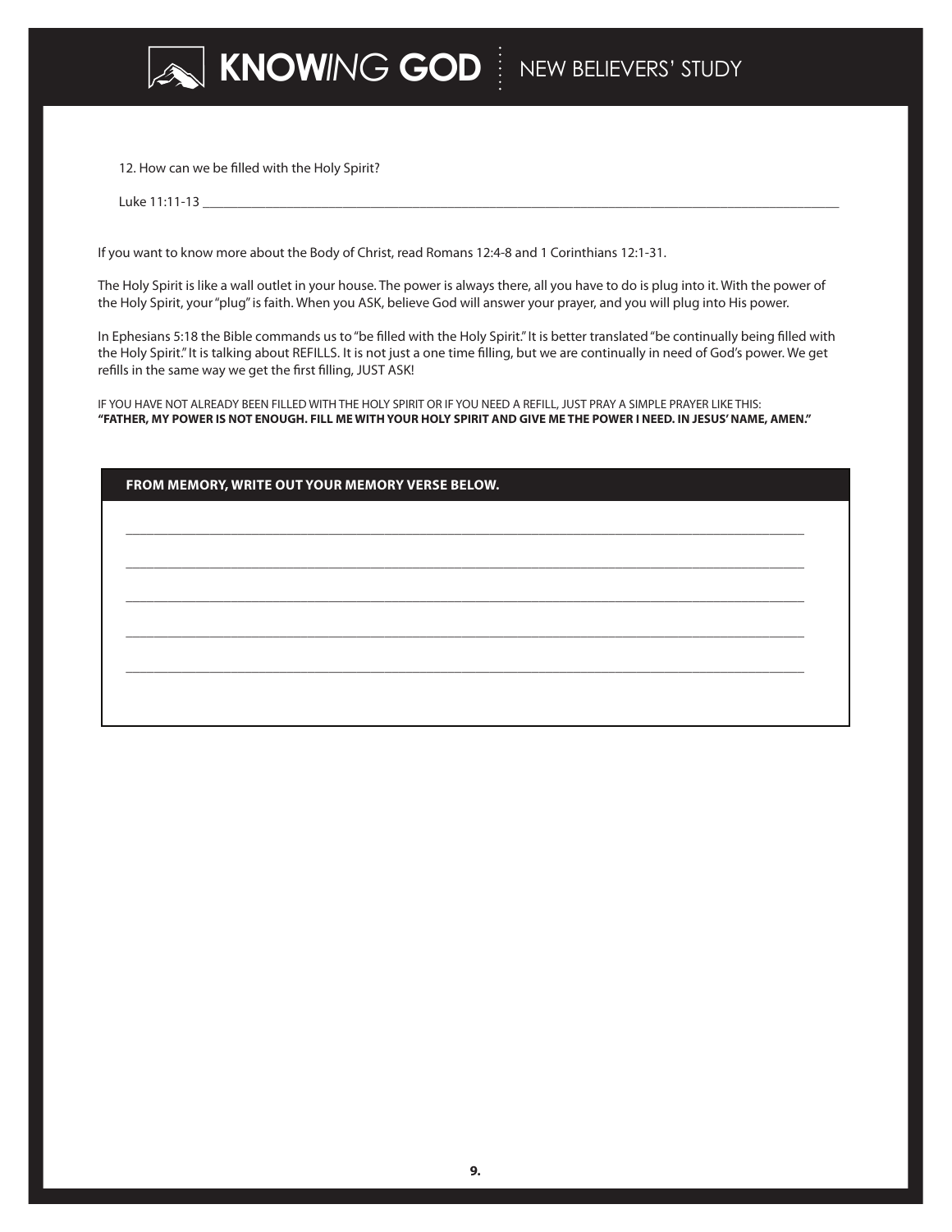12. How can we be filled with the Holy Spirit?

Luke 11:11-13 ________________________________________________________________________________________________

If you want to know more about the Body of Christ, read Romans 12:4-8 and 1 Corinthians 12:1-31.

The Holy Spirit is like a wall outlet in your house. The power is always there, all you have to do is plug into it. With the power of the Holy Spirit, your "plug" is faith. When you ASK, believe God will answer your prayer, and you will plug into His power.

In Ephesians 5:18 the Bible commands us to "be filled with the Holy Spirit." It is better translated "be continually being filled with the Holy Spirit." It is talking about REFILLS. It is not just a one time filling, but we are continually in need of God's power. We get refills in the same way we get the first filling, JUST ASK!

IF YOU HAVE NOT ALREADY BEEN FILLED WITH THE HOLY SPIRIT OR IF YOU NEED A REFILL, JUST PRAY A SIMPLE PRAYER LIKE THIS:
**"FATHER, MY POWER IS NOT ENOUGH. FILL ME WITH YOUR HOLY SPIRIT AND GIVE ME THE POWER I NEED. IN JESUS' NAME, AMEN."**

**FROM MEMORY, WRITE OUT YOUR MEMORY VERSE BELOW.**

________________________________________________________________________________________________

________________________________________________________________________________________________

________________________________________________________________________________________________

________________________________________________________________________________________________

________________________________________________________________________________________________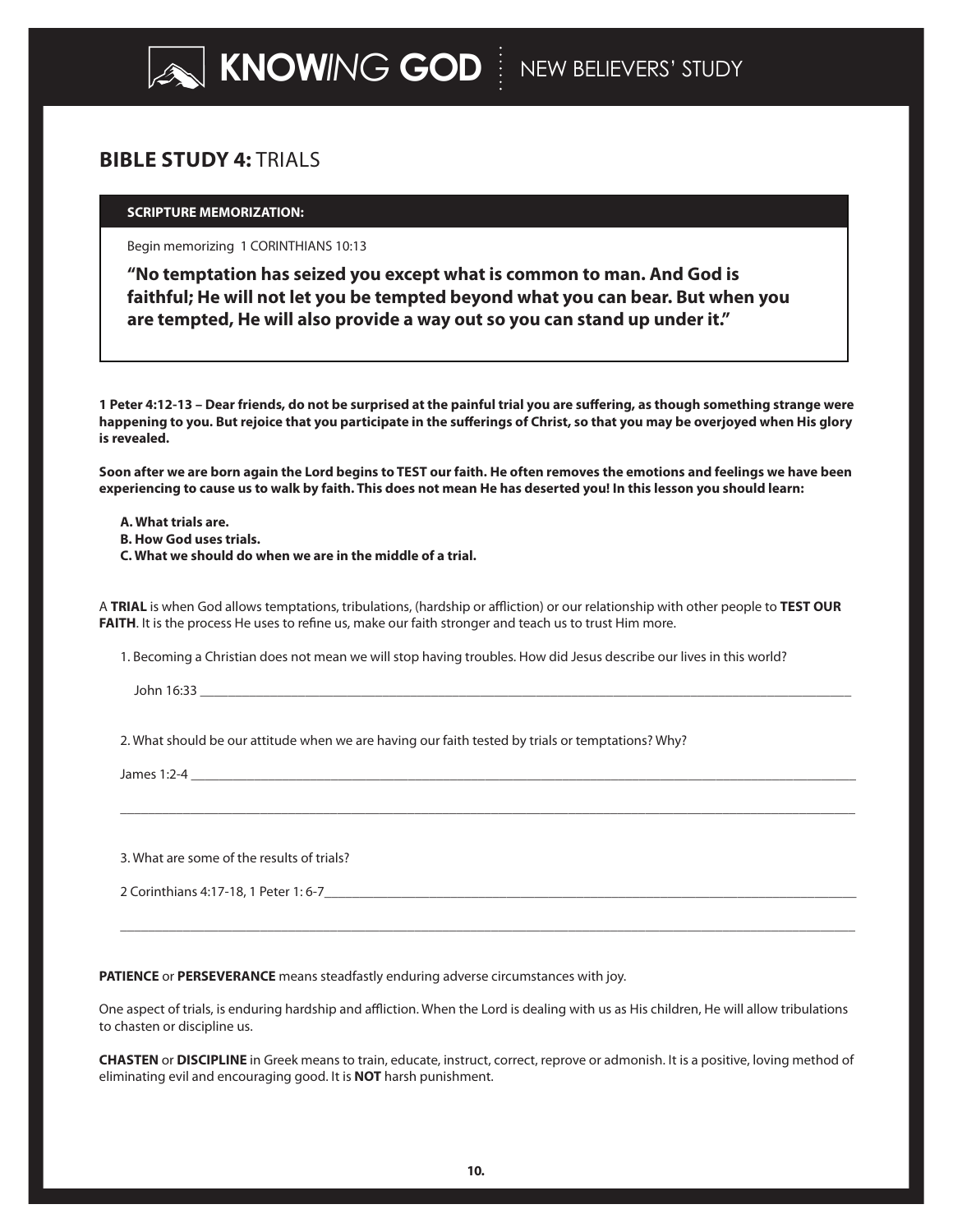## BIBLE STUDY 4: TRIALS

**SCRIPTURE MEMORIZATION:**

Begin memorizing 1 CORINTHIANS 10:13

**"No temptation has seized you except what is common to man. And God is faithful; He will not let you be tempted beyond what you can bear. But when you are tempted, He will also provide a way out so you can stand up under it."**

**1 Peter 4:12-13 – Dear friends, do not be surprised at the painful trial you are suffering, as though something strange were happening to you. But rejoice that you participate in the sufferings of Christ, so that you may be overjoyed when His glory is revealed.**

**Soon after we are born again the Lord begins to TEST our faith. He often removes the emotions and feelings we have been experiencing to cause us to walk by faith. This does not mean He has deserted you! In this lesson you should learn:**

**A. What trials are.**
**B. How God uses trials.**
**C. What we should do when we are in the middle of a trial.**

A **TRIAL** is when God allows temptations, tribulations, (hardship or affliction) or our relationship with other people to **TEST OUR FAITH**. It is the process He uses to refine us, make our faith stronger and teach us to trust Him more.

1. Becoming a Christian does not mean we will stop having troubles. How did Jesus describe our lives in this world?

John 16:33 ________________________________________________________________

2. What should be our attitude when we are having our faith tested by trials or temptations? Why?

James 1:2-4 ________________________________________________________________

________________________________________________________________

3. What are some of the results of trials?

2 Corinthians 4:17-18, 1 Peter 1: 6-7________________________________________________

________________________________________________________________

**PATIENCE** or **PERSEVERANCE** means steadfastly enduring adverse circumstances with joy.

One aspect of trials, is enduring hardship and affliction. When the Lord is dealing with us as His children, He will allow tribulations to chasten or discipline us.

**CHASTEN** or **DISCIPLINE** in Greek means to train, educate, instruct, correct, reprove or admonish. It is a positive, loving method of eliminating evil and encouraging good. It is **NOT** harsh punishment.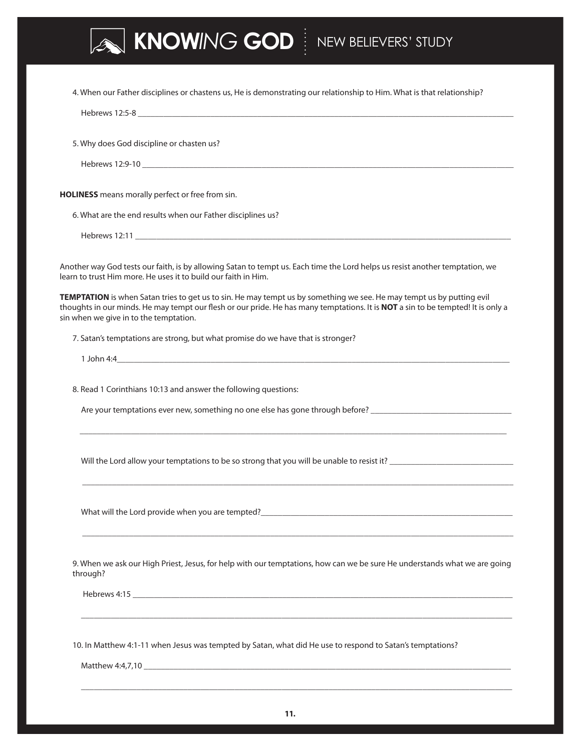4. When our Father disciplines or chastens us, He is demonstrating our relationship to Him. What is that relationship?

   Hebrews 12:5-8 ____________________________________________________________

5. Why does God discipline or chasten us?

   Hebrews 12:9-10 ____________________________________________________________

**HOLINESS** means morally perfect or free from sin.

6. What are the end results when our Father disciplines us?

   Hebrews 12:11 ____________________________________________________________

Another way God tests our faith, is by allowing Satan to tempt us. Each time the Lord helps us resist another temptation, we learn to trust Him more. He uses it to build our faith in Him.

**TEMPTATION** is when Satan tries to get us to sin. He may tempt us by something we see. He may tempt us by putting evil thoughts in our minds. He may tempt our flesh or our pride. He has many temptations. It is **NOT** a sin to be tempted! It is only a sin when we give in to the temptation.

7. Satan's temptations are strong, but what promise do we have that is stronger?

   1 John 4:4____________________________________________________________

8. Read 1 Corinthians 10:13 and answer the following questions:

   Are your temptations ever new, something no one else has gone through before? ______________________

   ____________________________________________________________

   Will the Lord allow your temptations to be so strong that you will be unable to resist it? ______________________

   ____________________________________________________________

   What will the Lord provide when you are tempted?______________________

   ____________________________________________________________

9. When we ask our High Priest, Jesus, for help with our temptations, how can we be sure He understands what we are going through?

   Hebrews 4:15 ____________________________________________________________

   ____________________________________________________________

10. In Matthew 4:1-11 when Jesus was tempted by Satan, what did He use to respond to Satan's temptations?

    Matthew 4:4,7,10 ____________________________________________________________

    ____________________________________________________________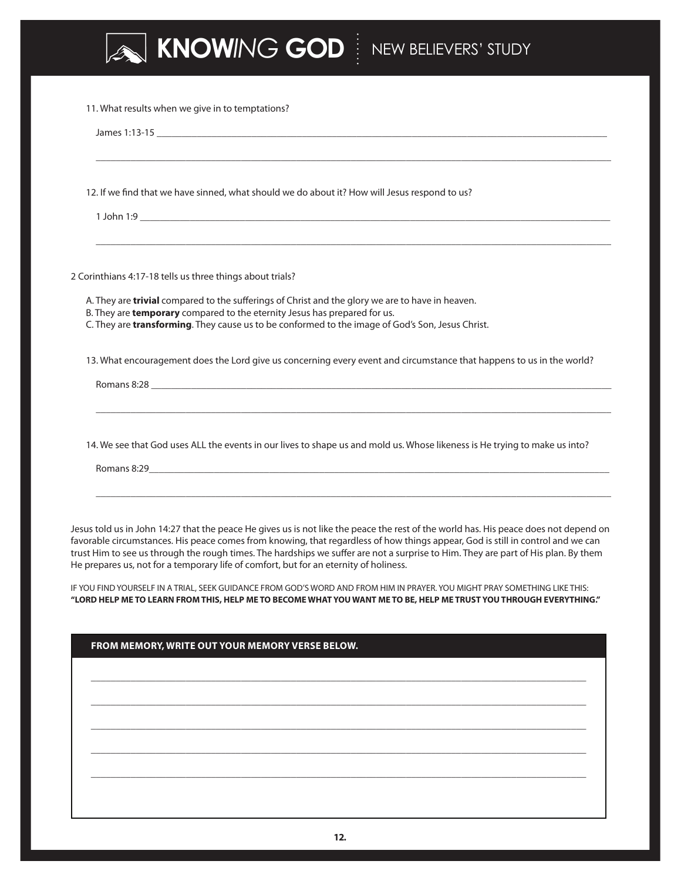11. What results when we give in to temptations?

James 1:13-15 ______________________________________________________________________________

______________________________________________________________________________________

12. If we find that we have sinned, what should we do about it? How will Jesus respond to us?

1 John 1:9 _________________________________________________________________________________

______________________________________________________________________________________

2 Corinthians 4:17-18 tells us three things about trials?

A. They are **trivial** compared to the sufferings of Christ and the glory we are to have in heaven.
B. They are **temporary** compared to the eternity Jesus has prepared for us.
C. They are **transforming**. They cause us to be conformed to the image of God's Son, Jesus Christ.

13. What encouragement does the Lord give us concerning every event and circumstance that happens to us in the world?

Romans 8:28 _______________________________________________________________________________

______________________________________________________________________________________

14. We see that God uses ALL the events in our lives to shape us and mold us. Whose likeness is He trying to make us into?

Romans 8:29________________________________________________________________________________

______________________________________________________________________________________

Jesus told us in John 14:27 that the peace He gives us is not like the peace the rest of the world has. His peace does not depend on favorable circumstances. His peace comes from knowing, that regardless of how things appear, God is still in control and we can trust Him to see us through the rough times. The hardships we suffer are not a surprise to Him. They are part of His plan. By them He prepares us, not for a temporary life of comfort, but for an eternity of holiness.

IF YOU FIND YOURSELF IN A TRIAL, SEEK GUIDANCE FROM GOD'S WORD AND FROM HIM IN PRAYER. YOU MIGHT PRAY SOMETHING LIKE THIS: **"LORD HELP ME TO LEARN FROM THIS, HELP ME TO BECOME WHAT YOU WANT ME TO BE, HELP ME TRUST YOU THROUGH EVERYTHING."**

**FROM MEMORY, WRITE OUT YOUR MEMORY VERSE BELOW.**

______________________________________________________________________________________

______________________________________________________________________________________

______________________________________________________________________________________

______________________________________________________________________________________

______________________________________________________________________________________